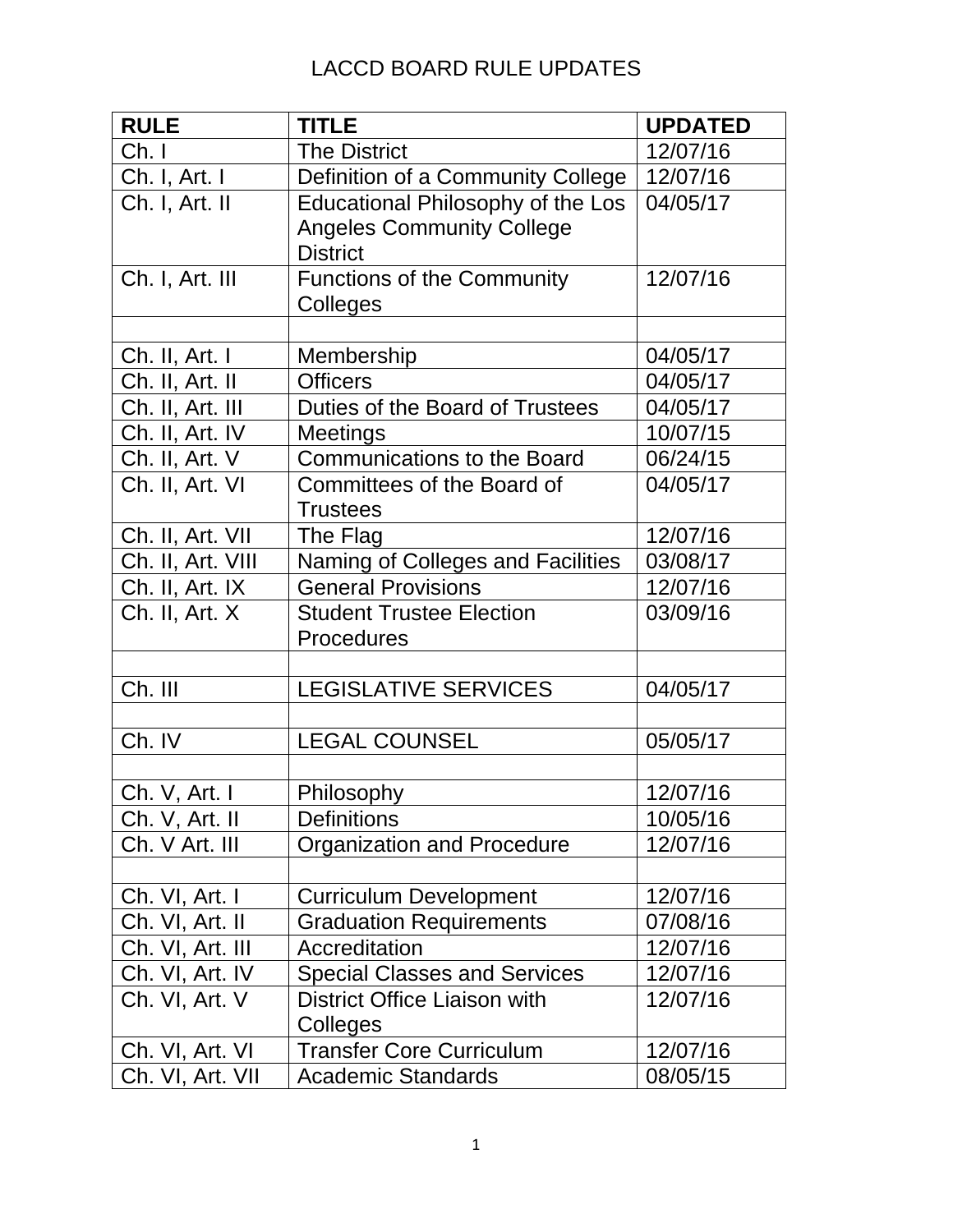# LACCD BOARD RULE UPDATES

| RULE | TITLE | UPDATED |
|---|---|---|
| Ch. I | The District | 12/07/16 |
| Ch. I, Art. I | Definition of a Community College | 12/07/16 |
| Ch. I, Art. II | Educational Philosophy of the Los Angeles Community College District | 04/05/17 |
| Ch. I, Art. III | Functions of the Community Colleges | 12/07/16 |
| | | |
| Ch. II, Art. I | Membership | 04/05/17 |
| Ch. II, Art. II | Officers | 04/05/17 |
| Ch. II, Art. III | Duties of the Board of Trustees | 04/05/17 |
| Ch. II, Art. IV | Meetings | 10/07/15 |
| Ch. II, Art. V | Communications to the Board | 06/24/15 |
| Ch. II, Art. VI | Committees of the Board of Trustees | 04/05/17 |
| Ch. II, Art. VII | The Flag | 12/07/16 |
| Ch. II, Art. VIII | Naming of Colleges and Facilities | 03/08/17 |
| Ch. II, Art. IX | General Provisions | 12/07/16 |
| Ch. II, Art. X | Student Trustee Election Procedures | 03/09/16 |
| | | |
| Ch. III | LEGISLATIVE SERVICES | 04/05/17 |
| | | |
| Ch. IV | LEGAL COUNSEL | 05/05/17 |
| | | |
| Ch. V, Art. I | Philosophy | 12/07/16 |
| Ch. V, Art. II | Definitions | 10/05/16 |
| Ch. V Art. III | Organization and Procedure | 12/07/16 |
| | | |
| Ch. VI, Art. I | Curriculum Development | 12/07/16 |
| Ch. VI, Art. II | Graduation Requirements | 07/08/16 |
| Ch. VI, Art. III | Accreditation | 12/07/16 |
| Ch. VI, Art. IV | Special Classes and Services | 12/07/16 |
| Ch. VI, Art. V | District Office Liaison with Colleges | 12/07/16 |
| Ch. VI, Art. VI | Transfer Core Curriculum | 12/07/16 |
| Ch. VI, Art. VII | Academic Standards | 08/05/15 |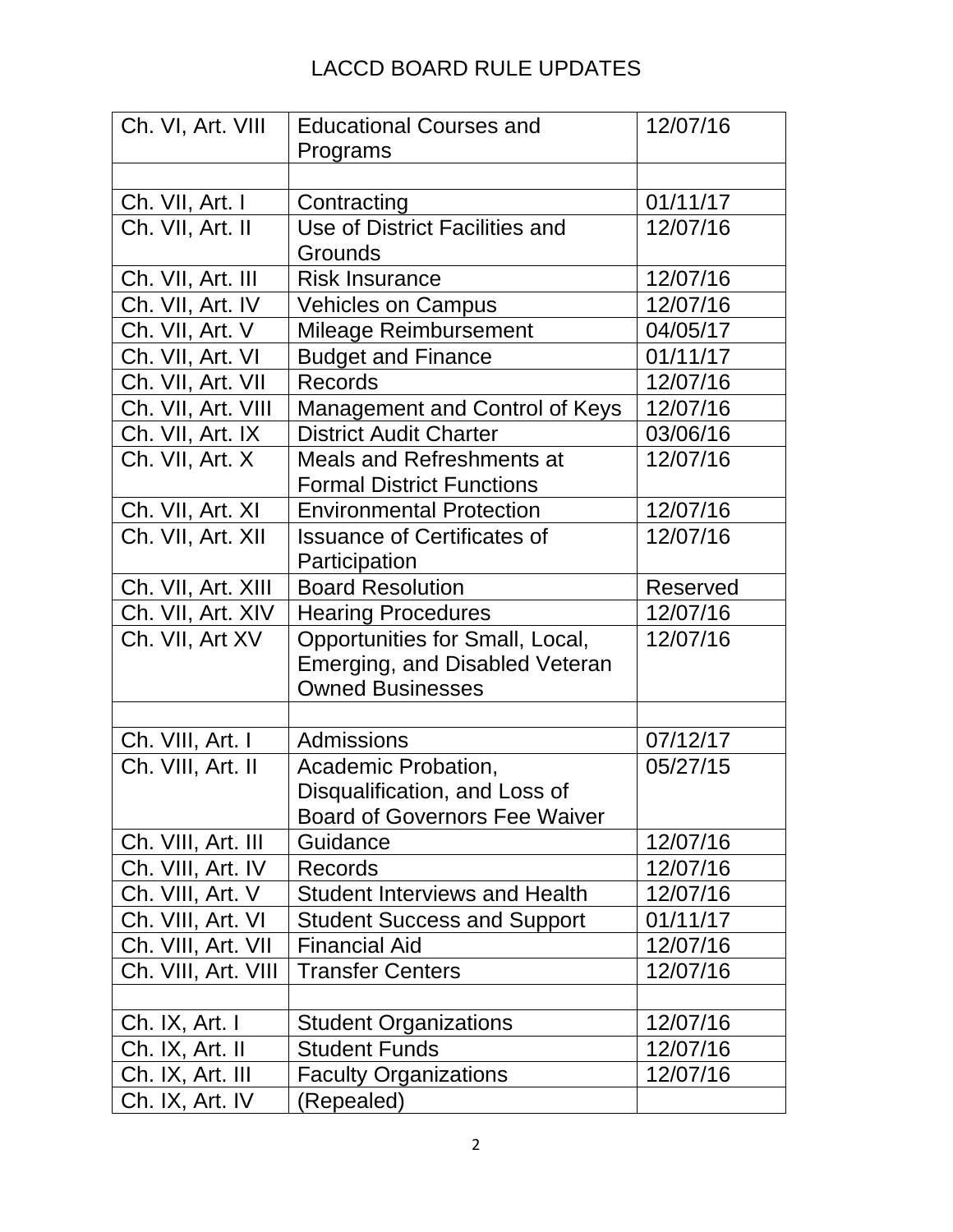# LACCD BOARD RULE UPDATES

| | | |
|---|---|---|
| Ch. VI, Art. VIII | Educational Courses and Programs | 12/07/16 |
| | | |
| Ch. VII, Art. I | Contracting | 01/11/17 |
| Ch. VII, Art. II | Use of District Facilities and Grounds | 12/07/16 |
| Ch. VII, Art. III | Risk Insurance | 12/07/16 |
| Ch. VII, Art. IV | Vehicles on Campus | 12/07/16 |
| Ch. VII, Art. V | Mileage Reimbursement | 04/05/17 |
| Ch. VII, Art. VI | Budget and Finance | 01/11/17 |
| Ch. VII, Art. VII | Records | 12/07/16 |
| Ch. VII, Art. VIII | Management and Control of Keys | 12/07/16 |
| Ch. VII, Art. IX | District Audit Charter | 03/06/16 |
| Ch. VII, Art. X | Meals and Refreshments at Formal District Functions | 12/07/16 |
| Ch. VII, Art. XI | Environmental Protection | 12/07/16 |
| Ch. VII, Art. XII | Issuance of Certificates of Participation | 12/07/16 |
| Ch. VII, Art. XIII | Board Resolution | Reserved |
| Ch. VII, Art. XIV | Hearing Procedures | 12/07/16 |
| Ch. VII, Art XV | Opportunities for Small, Local, Emerging, and Disabled Veteran Owned Businesses | 12/07/16 |
| | | |
| Ch. VIII, Art. I | Admissions | 07/12/17 |
| Ch. VIII, Art. II | Academic Probation, Disqualification, and Loss of Board of Governors Fee Waiver | 05/27/15 |
| Ch. VIII, Art. III | Guidance | 12/07/16 |
| Ch. VIII, Art. IV | Records | 12/07/16 |
| Ch. VIII, Art. V | Student Interviews and Health | 12/07/16 |
| Ch. VIII, Art. VI | Student Success and Support | 01/11/17 |
| Ch. VIII, Art. VII | Financial Aid | 12/07/16 |
| Ch. VIII, Art. VIII | Transfer Centers | 12/07/16 |
| | | |
| Ch. IX, Art. I | Student Organizations | 12/07/16 |
| Ch. IX, Art. II | Student Funds | 12/07/16 |
| Ch. IX, Art. III | Faculty Organizations | 12/07/16 |
| Ch. IX, Art. IV | (Repealed) | |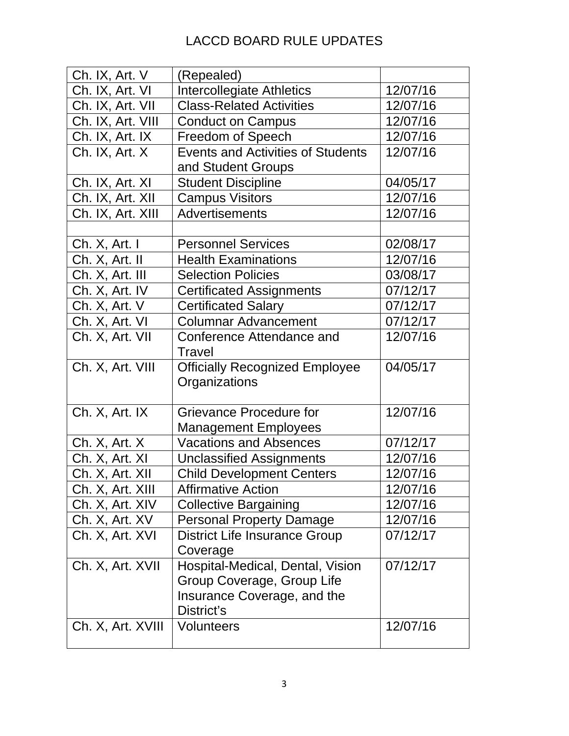# LACCD BOARD RULE UPDATES

| | | |
|---|---|---|
| Ch. IX, Art. V | (Repealed) | |
| Ch. IX, Art. VI | Intercollegiate Athletics | 12/07/16 |
| Ch. IX, Art. VII | Class-Related Activities | 12/07/16 |
| Ch. IX, Art. VIII | Conduct on Campus | 12/07/16 |
| Ch. IX, Art. IX | Freedom of Speech | 12/07/16 |
| Ch. IX, Art. X | Events and Activities of Students and Student Groups | 12/07/16 |
| Ch. IX, Art. XI | Student Discipline | 04/05/17 |
| Ch. IX, Art. XII | Campus Visitors | 12/07/16 |
| Ch. IX, Art. XIII | Advertisements | 12/07/16 |
| | | |
| Ch. X, Art. I | Personnel Services | 02/08/17 |
| Ch. X, Art. II | Health Examinations | 12/07/16 |
| Ch. X, Art. III | Selection Policies | 03/08/17 |
| Ch. X, Art. IV | Certificated Assignments | 07/12/17 |
| Ch. X, Art. V | Certificated Salary | 07/12/17 |
| Ch. X, Art. VI | Columnar Advancement | 07/12/17 |
| Ch. X, Art. VII | Conference Attendance and Travel | 12/07/16 |
| Ch. X, Art. VIII | Officially Recognized Employee Organizations | 04/05/17 |
| Ch. X, Art. IX | Grievance Procedure for Management Employees | 12/07/16 |
| Ch. X, Art. X | Vacations and Absences | 07/12/17 |
| Ch. X, Art. XI | Unclassified Assignments | 12/07/16 |
| Ch. X, Art. XII | Child Development Centers | 12/07/16 |
| Ch. X, Art. XIII | Affirmative Action | 12/07/16 |
| Ch. X, Art. XIV | Collective Bargaining | 12/07/16 |
| Ch. X, Art. XV | Personal Property Damage | 12/07/16 |
| Ch. X, Art. XVI | District Life Insurance Group Coverage | 07/12/17 |
| Ch. X, Art. XVII | Hospital-Medical, Dental, Vision Group Coverage, Group Life Insurance Coverage, and the District's | 07/12/17 |
| Ch. X, Art. XVIII | Volunteers | 12/07/16 |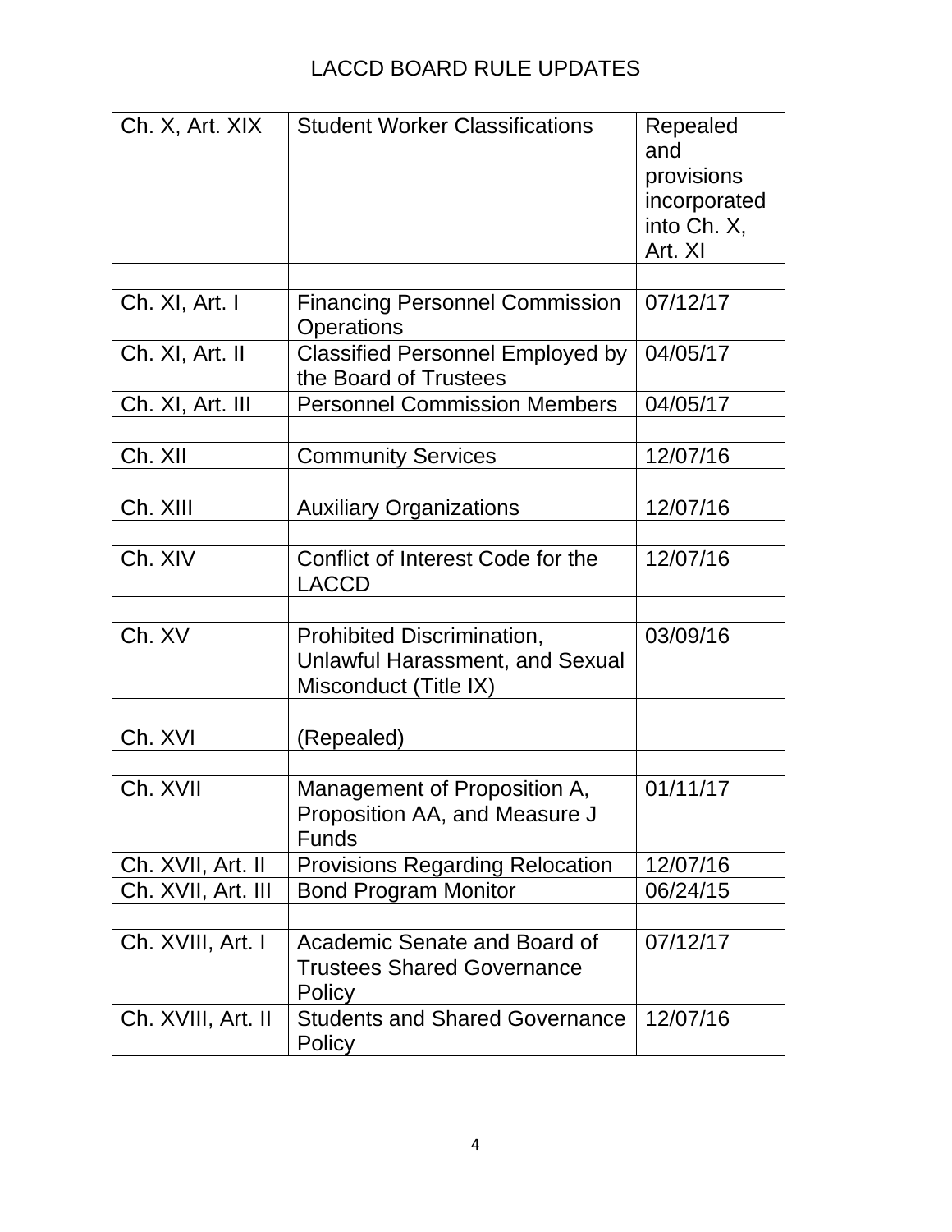# LACCD BOARD RULE UPDATES

| | | |
|---|---|---|
| Ch. X, Art. XIX | Student Worker Classifications | Repealed and provisions incorporated into Ch. X, Art. XI |
| | | |
| Ch. XI, Art. I | Financing Personnel Commission Operations | 07/12/17 |
| Ch. XI, Art. II | Classified Personnel Employed by the Board of Trustees | 04/05/17 |
| Ch. XI, Art. III | Personnel Commission Members | 04/05/17 |
| | | |
| Ch. XII | Community Services | 12/07/16 |
| | | |
| Ch. XIII | Auxiliary Organizations | 12/07/16 |
| | | |
| Ch. XIV | Conflict of Interest Code for the LACCD | 12/07/16 |
| | | |
| Ch. XV | Prohibited Discrimination, Unlawful Harassment, and Sexual Misconduct (Title IX) | 03/09/16 |
| | | |
| Ch. XVI | (Repealed) | |
| | | |
| Ch. XVII | Management of Proposition A, Proposition AA, and Measure J Funds | 01/11/17 |
| Ch. XVII, Art. II | Provisions Regarding Relocation | 12/07/16 |
| Ch. XVII, Art. III | Bond Program Monitor | 06/24/15 |
| | | |
| Ch. XVIII, Art. I | Academic Senate and Board of Trustees Shared Governance Policy | 07/12/17 |
| Ch. XVIII, Art. II | Students and Shared Governance Policy | 12/07/16 |